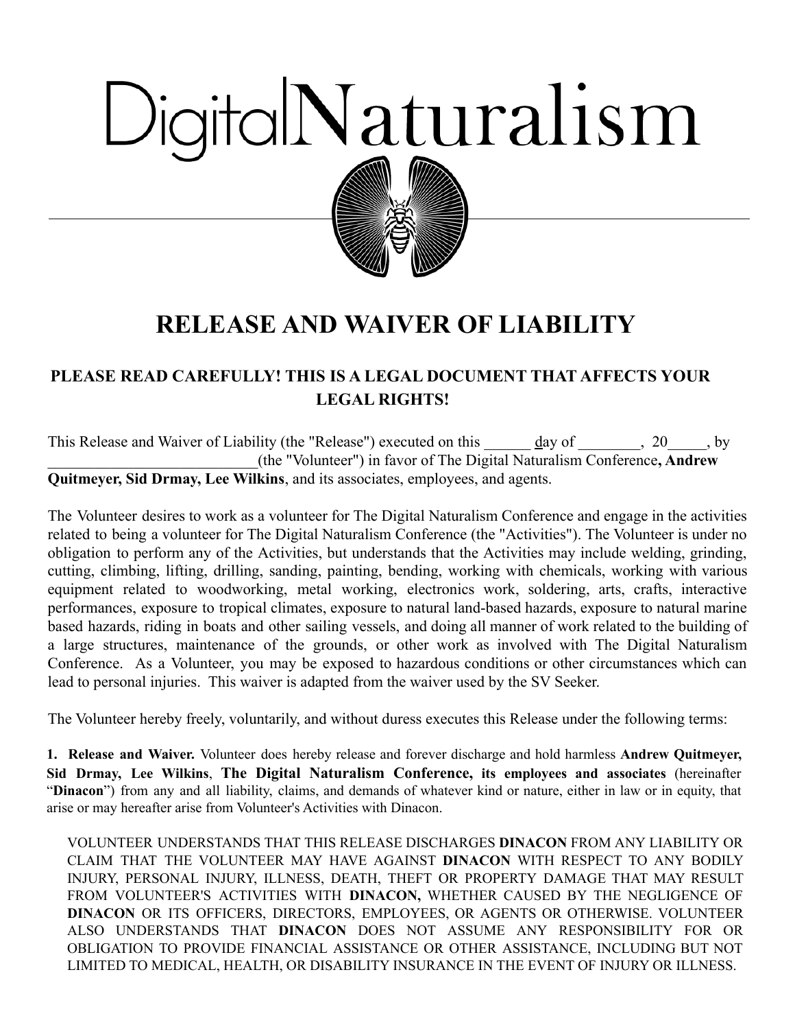# DigitalNaturalism

## RELEASE AND WAIVER OF LIABILITY

### PLEASE READ CAREFULLY! THIS IS A LEGAL DOCUMENT THAT AFFECTS YOUR LEGAL RIGHTS!

This Release and Waiver of Liability (the "Release") executed on this ______ day of ________, 20_____, by ___________________________(the "Volunteer") in favor of The Digital Naturalism Conference**, Andrew Quitmeyer, Sid Drmay, Lee Wilkins**, and its associates, employees, and agents.

The Volunteer desires to work as a volunteer for The Digital Naturalism Conference and engage in the activities related to being a volunteer for The Digital Naturalism Conference (the "Activities"). The Volunteer is under no obligation to perform any of the Activities, but understands that the Activities may include welding, grinding, cutting, climbing, lifting, drilling, sanding, painting, bending, working with chemicals, working with various equipment related to woodworking, metal working, electronics work, soldering, arts, crafts, interactive performances, exposure to tropical climates, exposure to natural land-based hazards, exposure to natural marine based hazards, riding in boats and other sailing vessels, and doing all manner of work related to the building of a large structures, maintenance of the grounds, or other work as involved with The Digital Naturalism Conference. As a Volunteer, you may be exposed to hazardous conditions or other circumstances which can lead to personal injuries. This waiver is adapted from the waiver used by the SV Seeker.

The Volunteer hereby freely, voluntarily, and without duress executes this Release under the following terms:

**1. Release and Waiver.** Volunteer does hereby release and forever discharge and hold harmless **Andrew Quitmeyer, Sid Drmay, Lee Wilkins**, **The Digital Naturalism Conference, its employees and associates** (hereinafter "**Dinacon**") from any and all liability, claims, and demands of whatever kind or nature, either in law or in equity, that arise or may hereafter arise from Volunteer's Activities with Dinacon.

VOLUNTEER UNDERSTANDS THAT THIS RELEASE DISCHARGES **DINACON** FROM ANY LIABILITY OR CLAIM THAT THE VOLUNTEER MAY HAVE AGAINST **DINACON** WITH RESPECT TO ANY BODILY INJURY, PERSONAL INJURY, ILLNESS, DEATH, THEFT OR PROPERTY DAMAGE THAT MAY RESULT FROM VOLUNTEER'S ACTIVITIES WITH **DINACON,** WHETHER CAUSED BY THE NEGLIGENCE OF **DINACON** OR ITS OFFICERS, DIRECTORS, EMPLOYEES, OR AGENTS OR OTHERWISE. VOLUNTEER ALSO UNDERSTANDS THAT **DINACON** DOES NOT ASSUME ANY RESPONSIBILITY FOR OR OBLIGATION TO PROVIDE FINANCIAL ASSISTANCE OR OTHER ASSISTANCE, INCLUDING BUT NOT LIMITED TO MEDICAL, HEALTH, OR DISABILITY INSURANCE IN THE EVENT OF INJURY OR ILLNESS.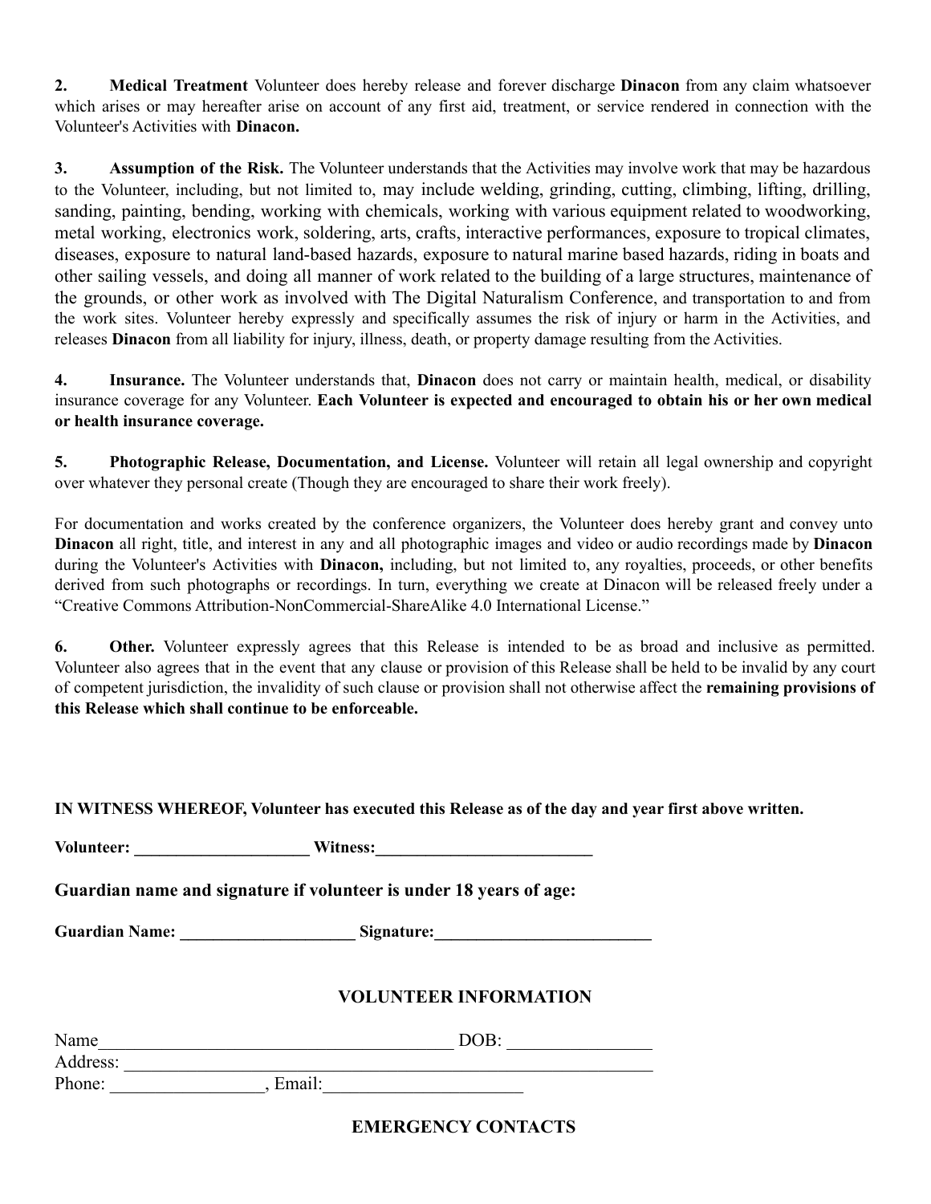**2. Medical Treatment** Volunteer does hereby release and forever discharge **Dinacon** from any claim whatsoever which arises or may hereafter arise on account of any first aid, treatment, or service rendered in connection with the Volunteer's Activities with **Dinacon.**

**3. Assumption of the Risk.** The Volunteer understands that the Activities may involve work that may be hazardous to the Volunteer, including, but not limited to, may include welding, grinding, cutting, climbing, lifting, drilling, sanding, painting, bending, working with chemicals, working with various equipment related to woodworking, metal working, electronics work, soldering, arts, crafts, interactive performances, exposure to tropical climates, diseases, exposure to natural land-based hazards, exposure to natural marine based hazards, riding in boats and other sailing vessels, and doing all manner of work related to the building of a large structures, maintenance of the grounds, or other work as involved with The Digital Naturalism Conference, and transportation to and from the work sites. Volunteer hereby expressly and specifically assumes the risk of injury or harm in the Activities, and releases **Dinacon** from all liability for injury, illness, death, or property damage resulting from the Activities.

**4. Insurance.** The Volunteer understands that, **Dinacon** does not carry or maintain health, medical, or disability insurance coverage for any Volunteer. **Each Volunteer is expected and encouraged to obtain his or her own medical or health insurance coverage.**

**5. Photographic Release, Documentation, and License.** Volunteer will retain all legal ownership and copyright over whatever they personal create (Though they are encouraged to share their work freely).

For documentation and works created by the conference organizers, the Volunteer does hereby grant and convey unto **Dinacon** all right, title, and interest in any and all photographic images and video or audio recordings made by **Dinacon** during the Volunteer's Activities with **Dinacon,** including, but not limited to, any royalties, proceeds, or other benefits derived from such photographs or recordings. In turn, everything we create at Dinacon will be released freely under a "Creative Commons Attribution-NonCommercial-ShareAlike 4.0 International License."

**6. Other.** Volunteer expressly agrees that this Release is intended to be as broad and inclusive as permitted. Volunteer also agrees that in the event that any clause or provision of this Release shall be held to be invalid by any court of competent jurisdiction, the invalidity of such clause or provision shall not otherwise affect the **remaining provisions of this Release which shall continue to be enforceable.**

**IN WITNESS WHEREOF, Volunteer has executed this Release as of the day and year first above written.**

**Volunteer:** _____________________ **Witness:**__________________________

**Guardian name and signature if volunteer is under 18 years of age:**

**Guardian Name:** ____________________ **Signature:**_________________________

## VOLUNTEER INFORMATION

Name_______________________________________ DOB: ________________
Address: ___________________________________________________________
Phone: _________________, Email:______________________

## EMERGENCY CONTACTS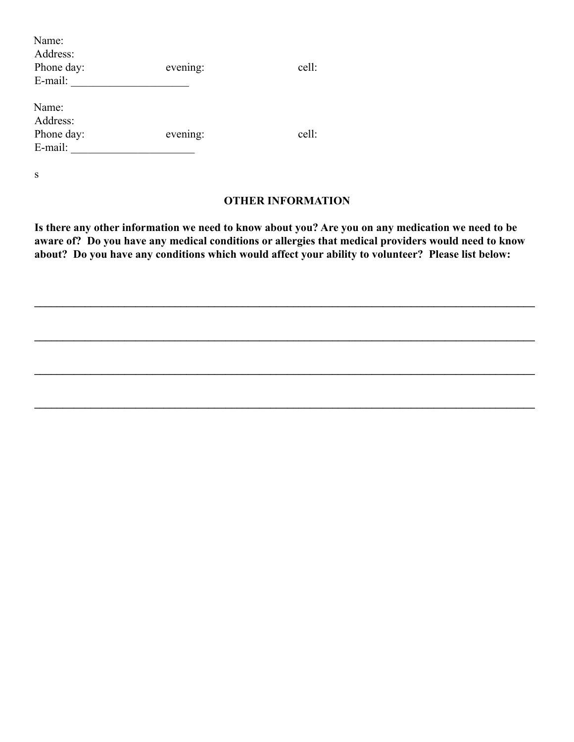Name:
Address:
Phone day:                    evening:                    cell:
E-mail: ____________________

Name:
Address:
Phone day:                    evening:                    cell:
E-mail: _____________________

s

## OTHER INFORMATION

**Is there any other information we need to know about you? Are you on any medication we need to be aware of? Do you have any medical conditions or allergies that medical providers would need to know about? Do you have any conditions which would affect your ability to volunteer? Please list below:**

______________________________________________________________________________

______________________________________________________________________________

______________________________________________________________________________

______________________________________________________________________________